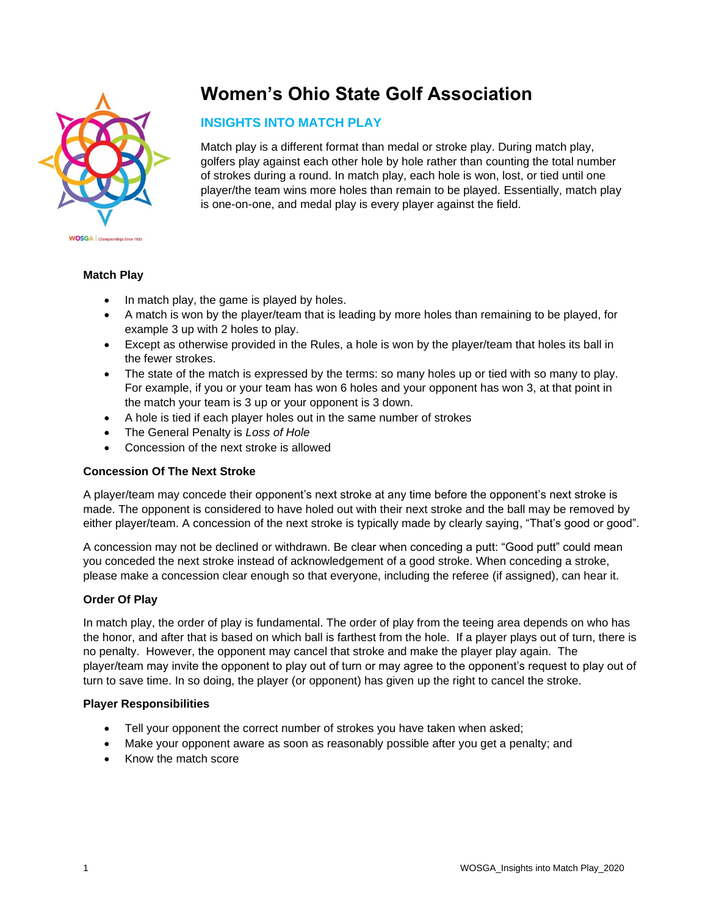# Women's Ohio State Golf Association

## INSIGHTS INTO MATCH PLAY

Match play is a different format than medal or stroke play. During match play, golfers play against each other hole by hole rather than counting the total number of strokes during a round. In match play, each hole is won, lost, or tied until one player/the team wins more holes than remain to be played. Essentially, match play is one-on-one, and medal play is every player against the field.

### Match Play

- In match play, the game is played by holes.
- A match is won by the player/team that is leading by more holes than remaining to be played, for example 3 up with 2 holes to play.
- Except as otherwise provided in the Rules, a hole is won by the player/team that holes its ball in the fewer strokes.
- The state of the match is expressed by the terms: so many holes up or tied with so many to play. For example, if you or your team has won 6 holes and your opponent has won 3, at that point in the match your team is 3 up or your opponent is 3 down.
- A hole is tied if each player holes out in the same number of strokes
- The General Penalty is *Loss of Hole*
- Concession of the next stroke is allowed

### Concession Of The Next Stroke

A player/team may concede their opponent's next stroke at any time before the opponent's next stroke is made. The opponent is considered to have holed out with their next stroke and the ball may be removed by either player/team. A concession of the next stroke is typically made by clearly saying, "That's good or good".

A concession may not be declined or withdrawn. Be clear when conceding a putt: "Good putt" could mean you conceded the next stroke instead of acknowledgement of a good stroke. When conceding a stroke, please make a concession clear enough so that everyone, including the referee (if assigned), can hear it.

### Order Of Play

In match play, the order of play is fundamental. The order of play from the teeing area depends on who has the honor, and after that is based on which ball is farthest from the hole. If a player plays out of turn, there is no penalty. However, the opponent may cancel that stroke and make the player play again. The player/team may invite the opponent to play out of turn or may agree to the opponent's request to play out of turn to save time. In so doing, the player (or opponent) has given up the right to cancel the stroke.

### Player Responsibilities

- Tell your opponent the correct number of strokes you have taken when asked;
- Make your opponent aware as soon as reasonably possible after you get a penalty; and
- Know the match score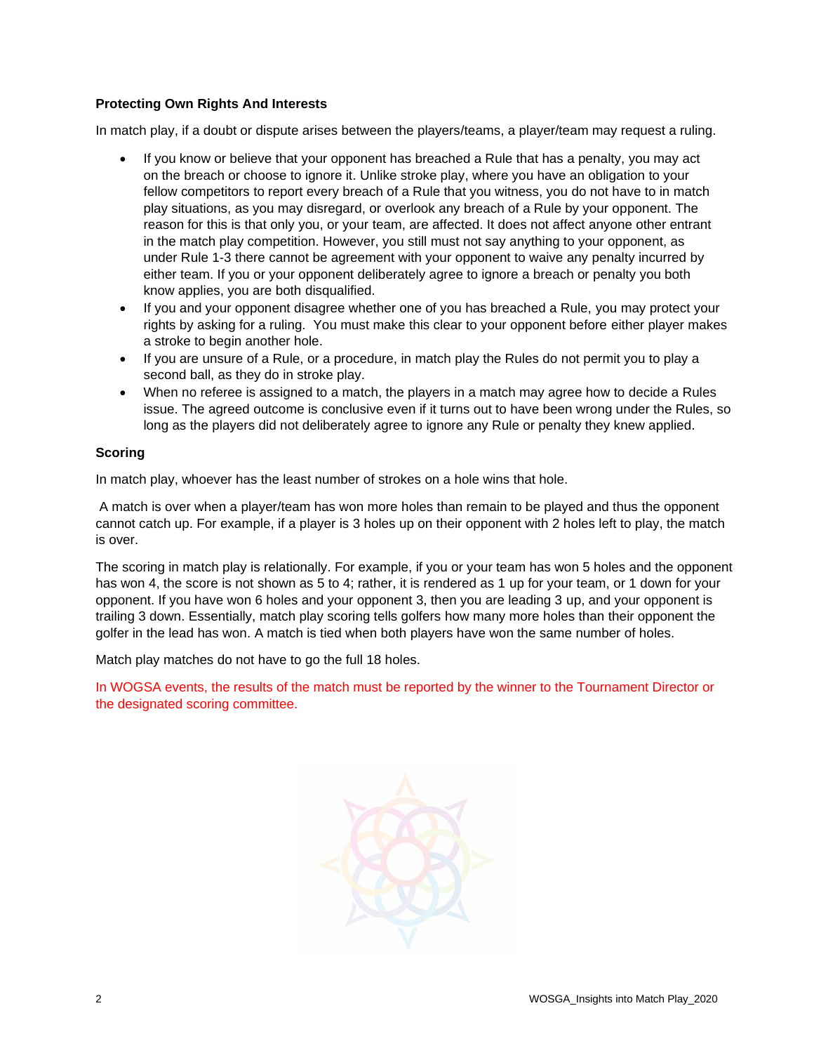**Protecting Own Rights And Interests**

In match play, if a doubt or dispute arises between the players/teams, a player/team may request a ruling.

- If you know or believe that your opponent has breached a Rule that has a penalty, you may act on the breach or choose to ignore it. Unlike stroke play, where you have an obligation to your fellow competitors to report every breach of a Rule that you witness, you do not have to in match play situations, as you may disregard, or overlook any breach of a Rule by your opponent. The reason for this is that only you, or your team, are affected. It does not affect anyone other entrant in the match play competition. However, you still must not say anything to your opponent, as under Rule 1-3 there cannot be agreement with your opponent to waive any penalty incurred by either team. If you or your opponent deliberately agree to ignore a breach or penalty you both know applies, you are both disqualified.
- If you and your opponent disagree whether one of you has breached a Rule, you may protect your rights by asking for a ruling. You must make this clear to your opponent before either player makes a stroke to begin another hole.
- If you are unsure of a Rule, or a procedure, in match play the Rules do not permit you to play a second ball, as they do in stroke play.
- When no referee is assigned to a match, the players in a match may agree how to decide a Rules issue. The agreed outcome is conclusive even if it turns out to have been wrong under the Rules, so long as the players did not deliberately agree to ignore any Rule or penalty they knew applied.

**Scoring**

In match play, whoever has the least number of strokes on a hole wins that hole.

A match is over when a player/team has won more holes than remain to be played and thus the opponent cannot catch up. For example, if a player is 3 holes up on their opponent with 2 holes left to play, the match is over.

The scoring in match play is relationally. For example, if you or your team has won 5 holes and the opponent has won 4, the score is not shown as 5 to 4; rather, it is rendered as 1 up for your team, or 1 down for your opponent. If you have won 6 holes and your opponent 3, then you are leading 3 up, and your opponent is trailing 3 down. Essentially, match play scoring tells golfers how many more holes than their opponent the golfer in the lead has won. A match is tied when both players have won the same number of holes.

Match play matches do not have to go the full 18 holes.

In WOGSA events, the results of the match must be reported by the winner to the Tournament Director or the designated scoring committee.